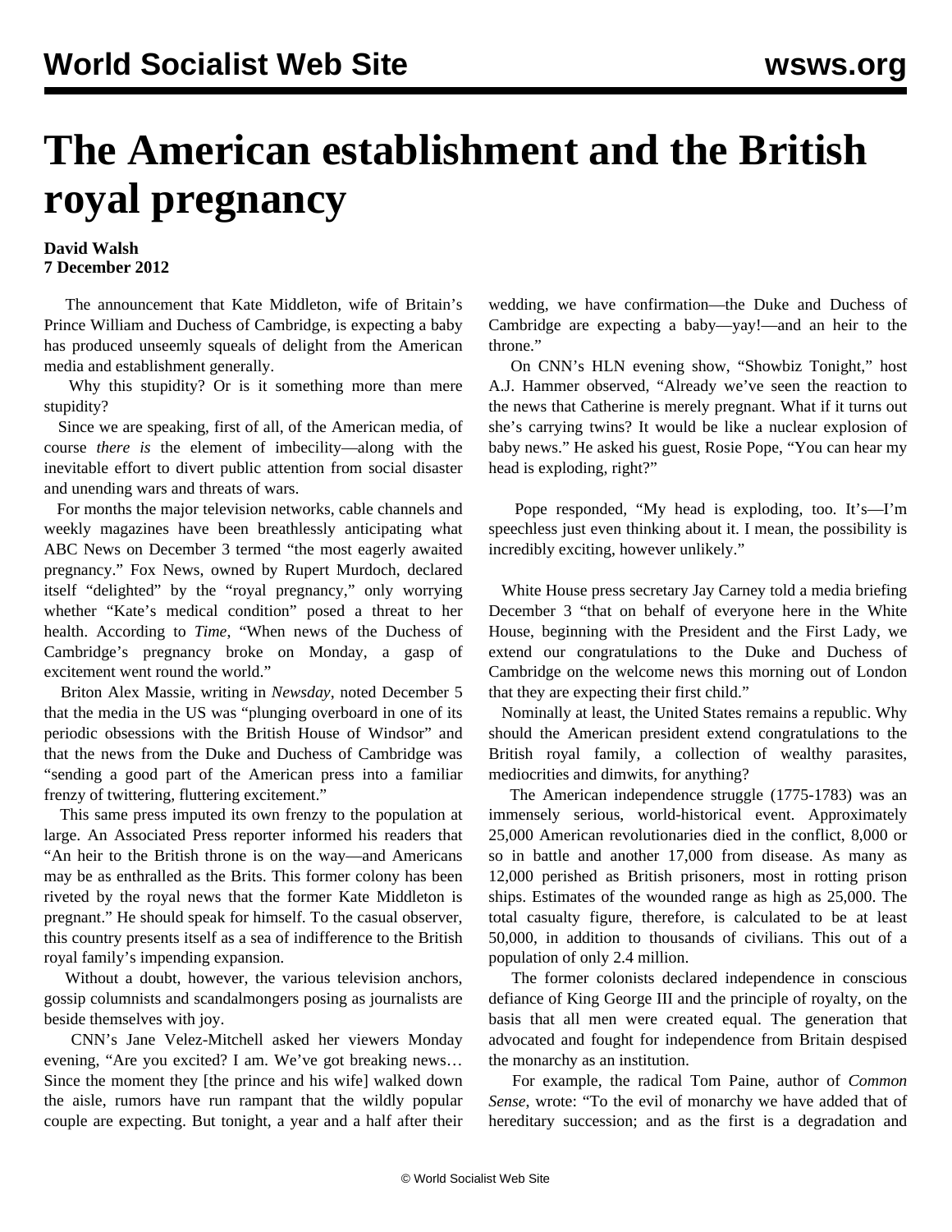# The American establishment and the British royal pregnancy

**David Walsh**
**7 December 2012**

The announcement that Kate Middleton, wife of Britain's Prince William and Duchess of Cambridge, is expecting a baby has produced unseemly squeals of delight from the American media and establishment generally.

Why this stupidity? Or is it something more than mere stupidity?

Since we are speaking, first of all, of the American media, of course *there is* the element of imbecility—along with the inevitable effort to divert public attention from social disaster and unending wars and threats of wars.

For months the major television networks, cable channels and weekly magazines have been breathlessly anticipating what ABC News on December 3 termed "the most eagerly awaited pregnancy." Fox News, owned by Rupert Murdoch, declared itself "delighted" by the "royal pregnancy," only worrying whether "Kate's medical condition" posed a threat to her health. According to *Time*, "When news of the Duchess of Cambridge's pregnancy broke on Monday, a gasp of excitement went round the world."

Briton Alex Massie, writing in *Newsday*, noted December 5 that the media in the US was "plunging overboard in one of its periodic obsessions with the British House of Windsor" and that the news from the Duke and Duchess of Cambridge was "sending a good part of the American press into a familiar frenzy of twittering, fluttering excitement."

This same press imputed its own frenzy to the population at large. An Associated Press reporter informed his readers that "An heir to the British throne is on the way—and Americans may be as enthralled as the Brits. This former colony has been riveted by the royal news that the former Kate Middleton is pregnant." He should speak for himself. To the casual observer, this country presents itself as a sea of indifference to the British royal family's impending expansion.

Without a doubt, however, the various television anchors, gossip columnists and scandalmongers posing as journalists are beside themselves with joy.

CNN's Jane Velez-Mitchell asked her viewers Monday evening, "Are you excited? I am. We've got breaking news… Since the moment they [the prince and his wife] walked down the aisle, rumors have run rampant that the wildly popular couple are expecting. But tonight, a year and a half after their wedding, we have confirmation—the Duke and Duchess of Cambridge are expecting a baby—yay!—and an heir to the throne."

On CNN's HLN evening show, "Showbiz Tonight," host A.J. Hammer observed, "Already we've seen the reaction to the news that Catherine is merely pregnant. What if it turns out she's carrying twins? It would be like a nuclear explosion of baby news." He asked his guest, Rosie Pope, "You can hear my head is exploding, right?"

Pope responded, "My head is exploding, too. It's—I'm speechless just even thinking about it. I mean, the possibility is incredibly exciting, however unlikely."

White House press secretary Jay Carney told a media briefing December 3 "that on behalf of everyone here in the White House, beginning with the President and the First Lady, we extend our congratulations to the Duke and Duchess of Cambridge on the welcome news this morning out of London that they are expecting their first child."

Nominally at least, the United States remains a republic. Why should the American president extend congratulations to the British royal family, a collection of wealthy parasites, mediocrities and dimwits, for anything?

The American independence struggle (1775-1783) was an immensely serious, world-historical event. Approximately 25,000 American revolutionaries died in the conflict, 8,000 or so in battle and another 17,000 from disease. As many as 12,000 perished as British prisoners, most in rotting prison ships. Estimates of the wounded range as high as 25,000. The total casualty figure, therefore, is calculated to be at least 50,000, in addition to thousands of civilians. This out of a population of only 2.4 million.

The former colonists declared independence in conscious defiance of King George III and the principle of royalty, on the basis that all men were created equal. The generation that advocated and fought for independence from Britain despised the monarchy as an institution.

For example, the radical Tom Paine, author of *Common Sense*, wrote: "To the evil of monarchy we have added that of hereditary succession; and as the first is a degradation and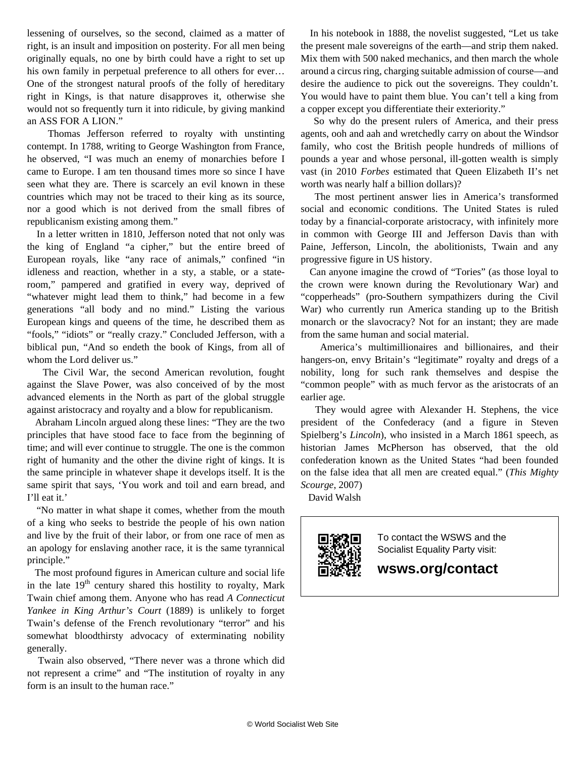lessening of ourselves, so the second, claimed as a matter of right, is an insult and imposition on posterity. For all men being originally equals, no one by birth could have a right to set up his own family in perpetual preference to all others for ever… One of the strongest natural proofs of the folly of hereditary right in Kings, is that nature disapproves it, otherwise she would not so frequently turn it into ridicule, by giving mankind an ASS FOR A LION."

Thomas Jefferson referred to royalty with unstinting contempt. In 1788, writing to George Washington from France, he observed, "I was much an enemy of monarchies before I came to Europe. I am ten thousand times more so since I have seen what they are. There is scarcely an evil known in these countries which may not be traced to their king as its source, nor a good which is not derived from the small fibres of republicanism existing among them."

In a letter written in 1810, Jefferson noted that not only was the king of England "a cipher," but the entire breed of European royals, like "any race of animals," confined "in idleness and reaction, whether in a sty, a stable, or a state-room," pampered and gratified in every way, deprived of "whatever might lead them to think," had become in a few generations "all body and no mind." Listing the various European kings and queens of the time, he described them as "fools," "idiots" or "really crazy." Concluded Jefferson, with a biblical pun, "And so endeth the book of Kings, from all of whom the Lord deliver us."

The Civil War, the second American revolution, fought against the Slave Power, was also conceived of by the most advanced elements in the North as part of the global struggle against aristocracy and royalty and a blow for republicanism.

Abraham Lincoln argued along these lines: "They are the two principles that have stood face to face from the beginning of time; and will ever continue to struggle. The one is the common right of humanity and the other the divine right of kings. It is the same principle in whatever shape it develops itself. It is the same spirit that says, 'You work and toil and earn bread, and I'll eat it.'

"No matter in what shape it comes, whether from the mouth of a king who seeks to bestride the people of his own nation and live by the fruit of their labor, or from one race of men as an apology for enslaving another race, it is the same tyrannical principle."

The most profound figures in American culture and social life in the late 19th century shared this hostility to royalty, Mark Twain chief among them. Anyone who has read *A Connecticut Yankee in King Arthur's Court* (1889) is unlikely to forget Twain's defense of the French revolutionary "terror" and his somewhat bloodthirsty advocacy of exterminating nobility generally.

Twain also observed, "There never was a throne which did not represent a crime" and "The institution of royalty in any form is an insult to the human race."

In his notebook in 1888, the novelist suggested, "Let us take the present male sovereigns of the earth—and strip them naked. Mix them with 500 naked mechanics, and then march the whole around a circus ring, charging suitable admission of course—and desire the audience to pick out the sovereigns. They couldn't. You would have to paint them blue. You can't tell a king from a copper except you differentiate their exteriority."

So why do the present rulers of America, and their press agents, ooh and aah and wretchedly carry on about the Windsor family, who cost the British people hundreds of millions of pounds a year and whose personal, ill-gotten wealth is simply vast (in 2010 *Forbes* estimated that Queen Elizabeth II's net worth was nearly half a billion dollars)?

The most pertinent answer lies in America's transformed social and economic conditions. The United States is ruled today by a financial-corporate aristocracy, with infinitely more in common with George III and Jefferson Davis than with Paine, Jefferson, Lincoln, the abolitionists, Twain and any progressive figure in US history.

Can anyone imagine the crowd of "Tories" (as those loyal to the crown were known during the Revolutionary War) and "copperheads" (pro-Southern sympathizers during the Civil War) who currently run America standing up to the British monarch or the slavocracy? Not for an instant; they are made from the same human and social material.

America's multimillionaires and billionaires, and their hangers-on, envy Britain's "legitimate" royalty and dregs of a nobility, long for such rank themselves and despise the "common people" with as much fervor as the aristocrats of an earlier age.

They would agree with Alexander H. Stephens, the vice president of the Confederacy (and a figure in Steven Spielberg's *Lincoln*), who insisted in a March 1861 speech, as historian James McPherson has observed, that the old confederation known as the United States "had been founded on the false idea that all men are created equal." (*This Mighty Scourge*, 2007)

David Walsh

To contact the WSWS and the Socialist Equality Party visit:

**wsws.org/contact**